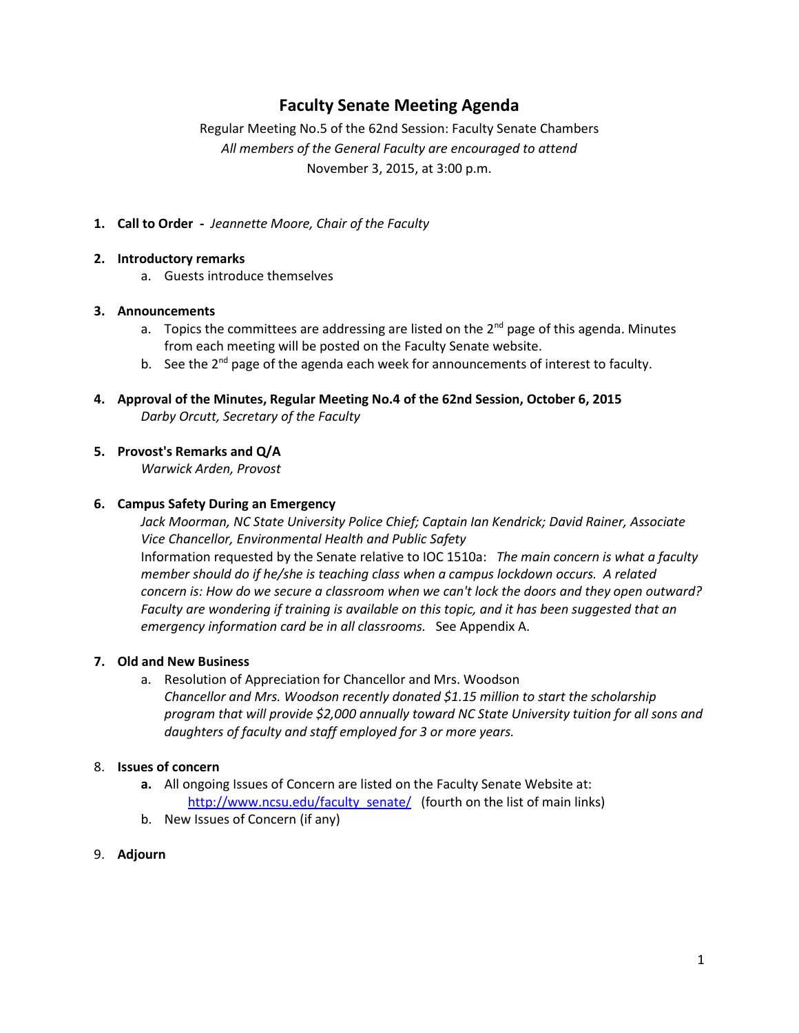# Faculty Senate Meeting Agenda

Regular Meeting No.5 of the 62nd Session: Faculty Senate Chambers

*All members of the General Faculty are encouraged to attend*

November 3, 2015, at 3:00 p.m.

1. **Call to Order -** *Jeannette Moore, Chair of the Faculty*

2. **Introductory remarks**
   a. Guests introduce themselves

3. **Announcements**
   a. Topics the committees are addressing are listed on the 2nd page of this agenda. Minutes from each meeting will be posted on the Faculty Senate website.
   b. See the 2nd page of the agenda each week for announcements of interest to faculty.

4. **Approval of the Minutes, Regular Meeting No.4 of the 62nd Session, October 6, 2015**
   *Darby Orcutt, Secretary of the Faculty*

5. **Provost's Remarks and Q/A**
   *Warwick Arden, Provost*

6. **Campus Safety During an Emergency**
   *Jack Moorman, NC State University Police Chief; Captain Ian Kendrick; David Rainer, Associate Vice Chancellor, Environmental Health and Public Safety*
   Information requested by the Senate relative to IOC 1510a: *The main concern is what a faculty member should do if he/she is teaching class when a campus lockdown occurs. A related concern is: How do we secure a classroom when we can't lock the doors and they open outward? Faculty are wondering if training is available on this topic, and it has been suggested that an emergency information card be in all classrooms.* See Appendix A.

7. **Old and New Business**
   a. Resolution of Appreciation for Chancellor and Mrs. Woodson
   *Chancellor and Mrs. Woodson recently donated $1.15 million to start the scholarship program that will provide $2,000 annually toward NC State University tuition for all sons and daughters of faculty and staff employed for 3 or more years.*

8. **Issues of concern**
   **a.** All ongoing Issues of Concern are listed on the Faculty Senate Website at: [http://www.ncsu.edu/faculty_senate/](http://www.ncsu.edu/faculty_senate/) (fourth on the list of main links)
   b. New Issues of Concern (if any)

9. **Adjourn**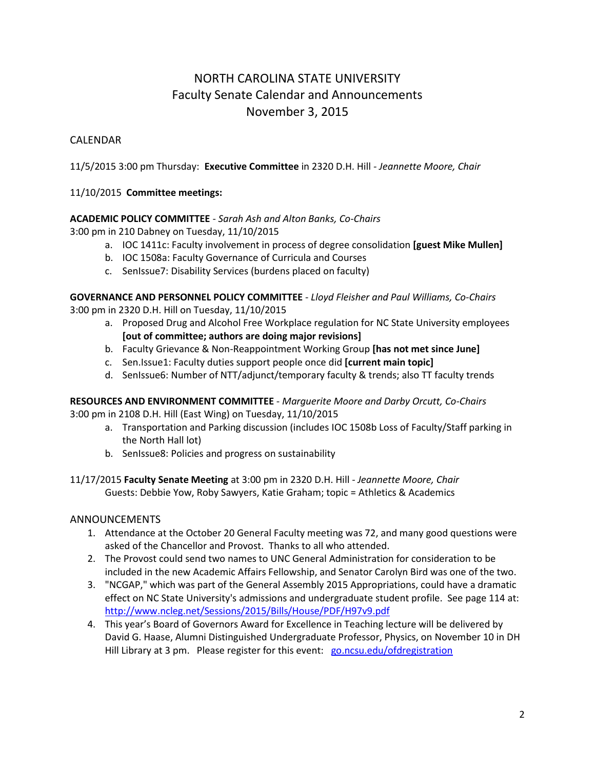# NORTH CAROLINA STATE UNIVERSITY
## Faculty Senate Calendar and Announcements
## November 3, 2015

### CALENDAR

11/5/2015 3:00 pm Thursday: **Executive Committee** in 2320 D.H. Hill - *Jeannette Moore, Chair*

11/10/2015 **Committee meetings:**

**ACADEMIC POLICY COMMITTEE** - *Sarah Ash and Alton Banks, Co-Chairs*
3:00 pm in 210 Dabney on Tuesday, 11/10/2015

a. IOC 1411c: Faculty involvement in process of degree consolidation **[guest Mike Mullen]**
b. IOC 1508a: Faculty Governance of Curricula and Courses
c. SenIssue7: Disability Services (burdens placed on faculty)

**GOVERNANCE AND PERSONNEL POLICY COMMITTEE** - *Lloyd Fleisher and Paul Williams, Co-Chairs*
3:00 pm in 2320 D.H. Hill on Tuesday, 11/10/2015

a. Proposed Drug and Alcohol Free Workplace regulation for NC State University employees **[out of committee; authors are doing major revisions]**
b. Faculty Grievance & Non-Reappointment Working Group **[has not met since June]**
c. Sen.Issue1: Faculty duties support people once did **[current main topic]**
d. SenIssue6: Number of NTT/adjunct/temporary faculty & trends; also TT faculty trends

**RESOURCES AND ENVIRONMENT COMMITTEE** - *Marguerite Moore and Darby Orcutt, Co-Chairs*
3:00 pm in 2108 D.H. Hill (East Wing) on Tuesday, 11/10/2015

a. Transportation and Parking discussion (includes IOC 1508b Loss of Faculty/Staff parking in the North Hall lot)
b. SenIssue8: Policies and progress on sustainability

11/17/2015 **Faculty Senate Meeting** at 3:00 pm in 2320 D.H. Hill - *Jeannette Moore, Chair*
Guests: Debbie Yow, Roby Sawyers, Katie Graham; topic = Athletics & Academics

### ANNOUNCEMENTS

1. Attendance at the October 20 General Faculty meeting was 72, and many good questions were asked of the Chancellor and Provost. Thanks to all who attended.
2. The Provost could send two names to UNC General Administration for consideration to be included in the new Academic Affairs Fellowship, and Senator Carolyn Bird was one of the two.
3. "NCGAP," which was part of the General Assembly 2015 Appropriations, could have a dramatic effect on NC State University's admissions and undergraduate student profile. See page 114 at: http://www.ncleg.net/Sessions/2015/Bills/House/PDF/H97v9.pdf
4. This year's Board of Governors Award for Excellence in Teaching lecture will be delivered by David G. Haase, Alumni Distinguished Undergraduate Professor, Physics, on November 10 in DH Hill Library at 3 pm. Please register for this event: go.ncsu.edu/ofdregistration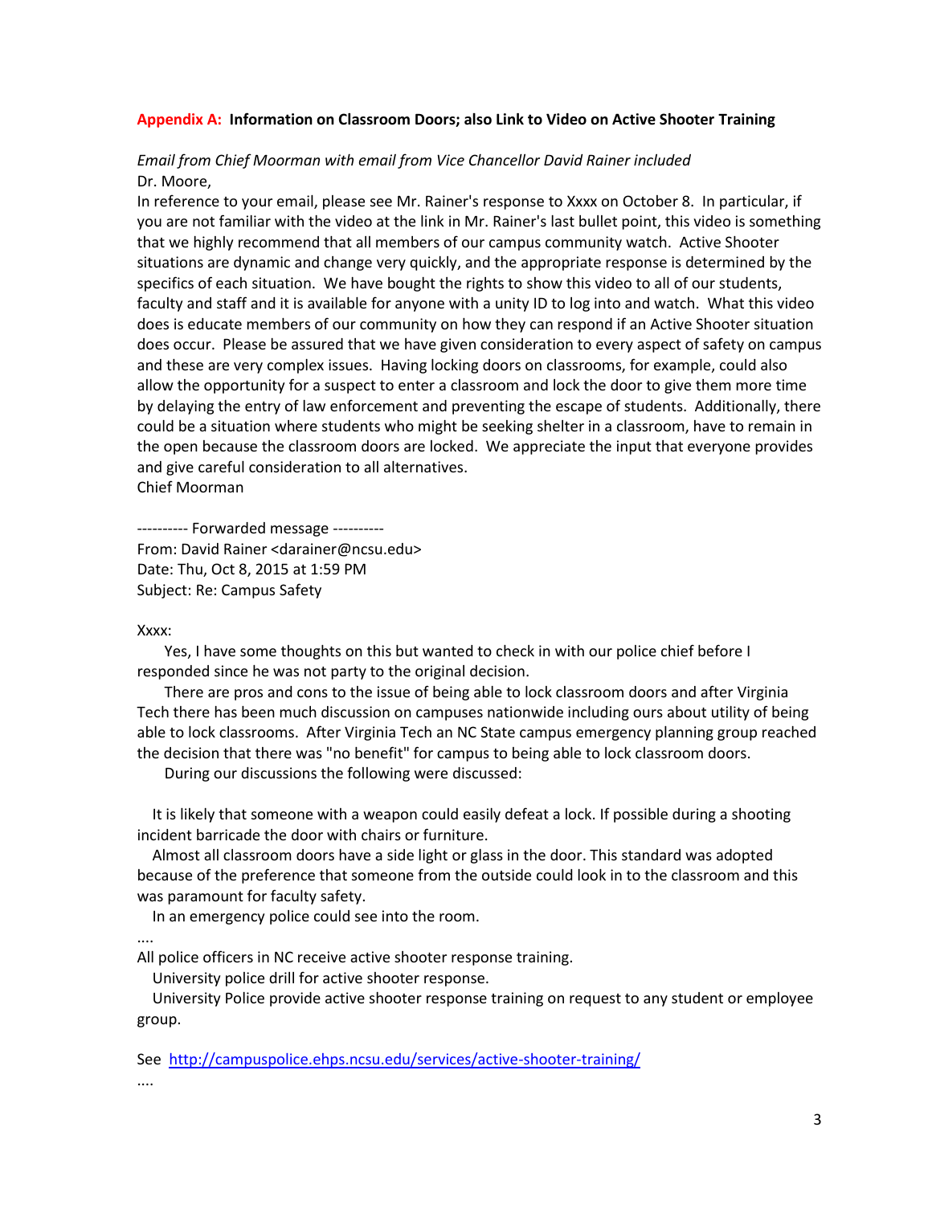**Appendix A: Information on Classroom Doors; also Link to Video on Active Shooter Training**

*Email from Chief Moorman with email from Vice Chancellor David Rainer included*

Dr. Moore,

In reference to your email, please see Mr. Rainer's response to Xxxx on October 8. In particular, if you are not familiar with the video at the link in Mr. Rainer's last bullet point, this video is something that we highly recommend that all members of our campus community watch. Active Shooter situations are dynamic and change very quickly, and the appropriate response is determined by the specifics of each situation. We have bought the rights to show this video to all of our students, faculty and staff and it is available for anyone with a unity ID to log into and watch. What this video does is educate members of our community on how they can respond if an Active Shooter situation does occur. Please be assured that we have given consideration to every aspect of safety on campus and these are very complex issues. Having locking doors on classrooms, for example, could also allow the opportunity for a suspect to enter a classroom and lock the door to give them more time by delaying the entry of law enforcement and preventing the escape of students. Additionally, there could be a situation where students who might be seeking shelter in a classroom, have to remain in the open because the classroom doors are locked. We appreciate the input that everyone provides and give careful consideration to all alternatives.

Chief Moorman

---------- Forwarded message ----------
From: David Rainer <darainer@ncsu.edu>
Date: Thu, Oct 8, 2015 at 1:59 PM
Subject: Re: Campus Safety

Xxxx:

Yes, I have some thoughts on this but wanted to check in with our police chief before I responded since he was not party to the original decision.

There are pros and cons to the issue of being able to lock classroom doors and after Virginia Tech there has been much discussion on campuses nationwide including ours about utility of being able to lock classrooms. After Virginia Tech an NC State campus emergency planning group reached the decision that there was "no benefit" for campus to being able to lock classroom doors.

During our discussions the following were discussed:

It is likely that someone with a weapon could easily defeat a lock. If possible during a shooting incident barricade the door with chairs or furniture.

Almost all classroom doors have a side light or glass in the door. This standard was adopted because of the preference that someone from the outside could look in to the classroom and this was paramount for faculty safety.

In an emergency police could see into the room.

....

All police officers in NC receive active shooter response training.

University police drill for active shooter response.

University Police provide active shooter response training on request to any student or employee group.

See http://campuspolice.ehps.ncsu.edu/services/active-shooter-training/

....